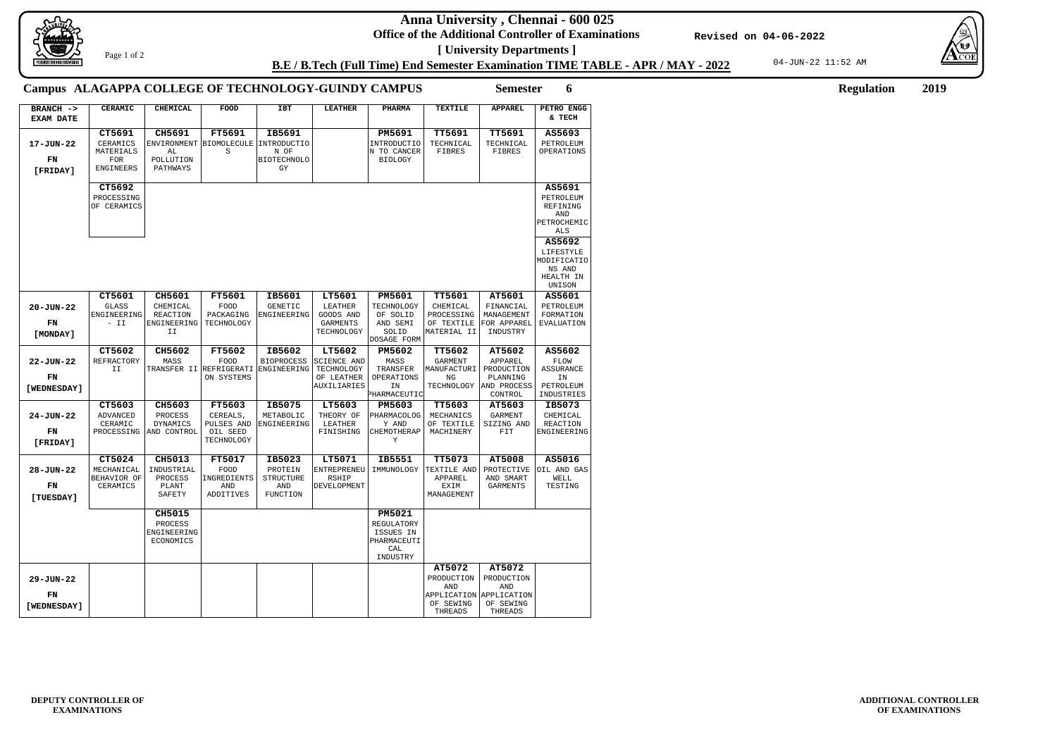# Anna University , Chennai - 600 025

**Office of the Additional Controller of Examinations**

**[ University Departments ]**

Revised on 04-06-2022

**B.E / B.Tech (Full Time) End Semester Examination TIME TABLE - APR / MAY - 2022**

04-JUN-22 11:52 AM

**Campus ALAGAPPA COLLEGE OF TECHNOLOGY-GUINDY CAMPUS** **Semester 6** **Regulation 2019**

| BRANCH -> EXAM DATE | CERAMIC | CHEMICAL | FOOD | IBT | LEATHER | PHARMA | TEXTILE | APPAREL | PETRO ENGG & TECH |
|---|---|---|---|---|---|---|---|---|---|
| 17-JUN-22 FN [FRIDAY] | **CT5691** CERAMICS MATERIALS FOR ENGINEERS | **CH5691** ENVIRONMENTAL POLLUTION PATHWAYS | **FT5691** BIOMOLECULES | **IB5691** INTRODUCTION OF BIOTECHNOLOGY | | **PM5691** INTRODUCTION TO CANCER BIOLOGY | **TT5691** TECHNICAL FIBRES | **TT5691** TECHNICAL FIBRES | **AS5693** PETROLEUM OPERATIONS |
| | **CT5692** PROCESSING OF CERAMICS | | | | | | | | **AS5691** PETROLEUM REFINING AND PETROCHEMICALS |
| | | | | | | | | | **AS5692** LIFESTYLE MODIFICATIONS AND HEALTH IN UNISON |
| 20-JUN-22 FN [MONDAY] | **CT5601** GLASS ENGINEERING - II | **CH5601** CHEMICAL REACTION ENGINEERING II | **FT5601** FOOD PACKAGING TECHNOLOGY | **IB5601** GENETIC ENGINEERING | **LT5601** LEATHER GOODS AND GARMENTS TECHNOLOGY | **PM5601** TECHNOLOGY OF SOLID AND SEMI SOLID DOSAGE FORM | **TT5601** CHEMICAL PROCESSING OF TEXTILE MATERIAL II | **AT5601** FINANCIAL MANAGEMENT FOR APPAREL INDUSTRY | **AS5601** PETROLEUM FORMATION EVALUATION |
| 22-JUN-22 FN [WEDNESDAY] | **CT5602** REFRACTORY II | **CH5602** MASS TRANSFER II | **FT5602** FOOD REFRIGERATION SYSTEMS | **IB5602** BIOPROCESS ENGINEERING | **LT5602** SCIENCE AND TECHNOLOGY OF LEATHER AUXILIARIES | **PM5602** MASS TRANSFER OPERATIONS IN PHARMACEUTIC | **TT5602** GARMENT MANUFACTURING TECHNOLOGY | **AT5602** APPAREL PRODUCTION PLANNING AND PROCESS CONTROL | **AS5602** FLOW ASSURANCE IN PETROLEUM INDUSTRIES |
| 24-JUN-22 FN [FRIDAY] | **CT5603** ADVANCED CERAMIC PROCESSING | **CH5603** PROCESS DYNAMICS AND CONTROL | **FT5603** CEREALS, PULSES AND OIL SEED TECHNOLOGY | **IB5075** METABOLIC ENGINEERING | **LT5603** THEORY OF LEATHER FINISHING | **PM5603** PHARMACOLOGY AND CHEMOTHERAPY | **TT5603** MECHANICS OF TEXTILE MACHINERY | **AT5603** GARMENT SIZING AND FIT | **IB5073** CHEMICAL REACTION ENGINEERING |
| 28-JUN-22 FN [TUESDAY] | **CT5024** MECHANICAL BEHAVIOR OF CERAMICS | **CH5013** INDUSTRIAL PROCESS PLANT SAFETY | **FT5017** FOOD INGREDIENTS AND ADDITIVES | **IB5023** PROTEIN STRUCTURE AND FUNCTION | **LT5071** ENTREPRENEURSHIP DEVELOPMENT | **IB5551** IMMUNOLOGY | **TT5073** TEXTILE AND APPAREL EXIM MANAGEMENT | **AT5008** PROTECTIVE AND SMART GARMENTS | **AS5016** OIL AND GAS WELL TESTING |
| | | **CH5015** PROCESS ENGINEERING ECONOMICS | | | | **PM5021** REGULATORY ISSUES IN PHARMACEUTICAL INDUSTRY | | | |
| 29-JUN-22 FN [WEDNESDAY] | | | | | | | **AT5072** PRODUCTION AND APPLICATION OF SEWING THREADS | **AT5072** PRODUCTION AND APPLICATION OF SEWING THREADS | |

**DEPUTY CONTROLLER OF EXAMINATIONS**

**ADDITIONAL CONTROLLER OF EXAMINATIONS**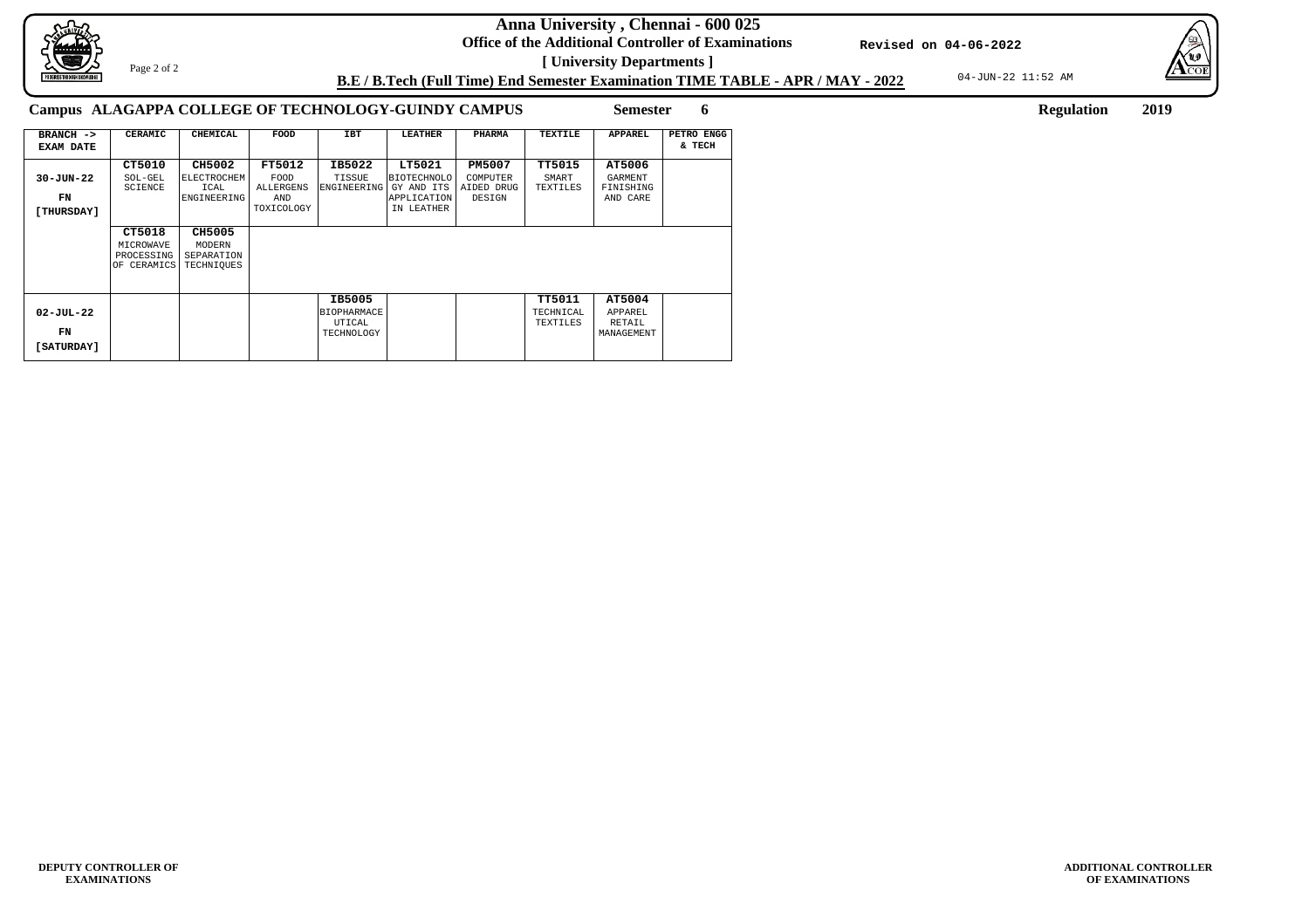# Anna University , Chennai - 600 025

**Office of the Additional Controller of Examinations**

**[ University Departments ]**

**B.E / B.Tech (Full Time) End Semester Examination TIME TABLE - APR / MAY - 2022**

Revised on 04-06-2022

04-JUN-22 11:52 AM

**Campus ALAGAPPA COLLEGE OF TECHNOLOGY-GUINDY CAMPUS** **Semester 6** **Regulation 2019**

| BRANCH -> EXAM DATE | CERAMIC | CHEMICAL | FOOD | IBT | LEATHER | PHARMA | TEXTILE | APPAREL | PETRO ENGG & TECH |
|---|---|---|---|---|---|---|---|---|---|
| 30-JUN-22 FN [THURSDAY] | **CT5010** SOL-GEL SCIENCE | **CH5002** ELECTROCHEMICAL ENGINEERING | **FT5012** FOOD ALLERGENS AND TOXICOLOGY | **IB5022** TISSUE ENGINEERING | **LT5021** BIOTECHNOLOGY AND ITS APPLICATION IN LEATHER | **PM5007** COMPUTER AIDED DRUG DESIGN | **TT5015** SMART TEXTILES | **AT5006** GARMENT FINISHING AND CARE | |
| | **CT5018** MICROWAVE PROCESSING OF CERAMICS | **CH5005** MODERN SEPARATION TECHNIQUES | | | | | | | |
| 02-JUL-22 FN [SATURDAY] | | | | **IB5005** BIOPHARMACEUTICAL TECHNOLOGY | | | **TT5011** TECHNICAL TEXTILES | **AT5004** APPAREL RETAIL MANAGEMENT | |

DEPUTY CONTROLLER OF EXAMINATIONS

ADDITIONAL CONTROLLER OF EXAMINATIONS